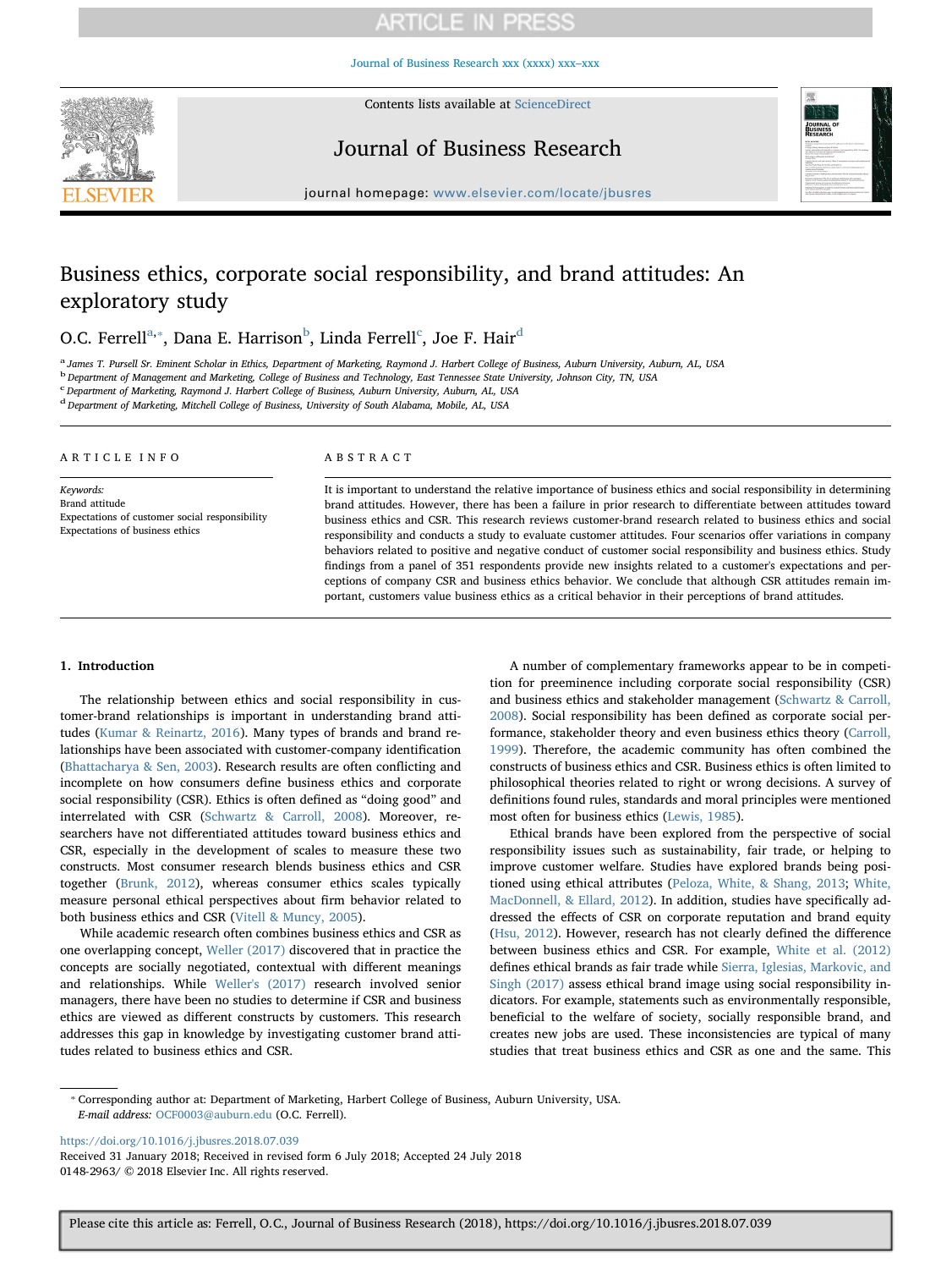# Business ethics, corporate social responsibility, and brand attitudes: An exploratory study

O.C. Ferrell[a,*], Dana E. Harrison[b], Linda Ferrell[c], Joe F. Hair[d]

[a] James T. Pursell Sr. Eminent Scholar in Ethics, Department of Marketing, Raymond J. Harbert College of Business, Auburn University, Auburn, AL, USA
[b] Department of Management and Marketing, College of Business and Technology, East Tennessee State University, Johnson City, TN, USA
[c] Department of Marketing, Raymond J. Harbert College of Business, Auburn University, Auburn, AL, USA
[d] Department of Marketing, Mitchell College of Business, University of South Alabama, Mobile, AL, USA

## ARTICLE INFO

*Keywords:*
Brand attitude
Expectations of customer social responsibility
Expectations of business ethics

## ABSTRACT

It is important to understand the relative importance of business ethics and social responsibility in determining brand attitudes. However, there has been a failure in prior research to differentiate between attitudes toward business ethics and CSR. This research reviews customer-brand research related to business ethics and social responsibility and conducts a study to evaluate customer attitudes. Four scenarios offer variations in company behaviors related to positive and negative conduct of customer social responsibility and business ethics. Study findings from a panel of 351 respondents provide new insights related to a customer's expectations and perceptions of company CSR and business ethics behavior. We conclude that although CSR attitudes remain important, customers value business ethics as a critical behavior in their perceptions of brand attitudes.

## 1. Introduction

The relationship between ethics and social responsibility in customer-brand relationships is important in understanding brand attitudes (Kumar & Reinartz, 2016). Many types of brands and brand relationships have been associated with customer-company identification (Bhattacharya & Sen, 2003). Research results are often conflicting and incomplete on how consumers define business ethics and corporate social responsibility (CSR). Ethics is often defined as "doing good" and interrelated with CSR (Schwartz & Carroll, 2008). Moreover, researchers have not differentiated attitudes toward business ethics and CSR, especially in the development of scales to measure these two constructs. Most consumer research blends business ethics and CSR together (Brunk, 2012), whereas consumer ethics scales typically measure personal ethical perspectives about firm behavior related to both business ethics and CSR (Vitell & Muncy, 2005).

While academic research often combines business ethics and CSR as one overlapping concept, Weller (2017) discovered that in practice the concepts are socially negotiated, contextual with different meanings and relationships. While Weller's (2017) research involved senior managers, there have been no studies to determine if CSR and business ethics are viewed as different constructs by customers. This research addresses this gap in knowledge by investigating customer brand attitudes related to business ethics and CSR.

A number of complementary frameworks appear to be in competition for preeminence including corporate social responsibility (CSR) and business ethics and stakeholder management (Schwartz & Carroll, 2008). Social responsibility has been defined as corporate social performance, stakeholder theory and even business ethics theory (Carroll, 1999). Therefore, the academic community has often combined the constructs of business ethics and CSR. Business ethics is often limited to philosophical theories related to right or wrong decisions. A survey of definitions found rules, standards and moral principles were mentioned most often for business ethics (Lewis, 1985).

Ethical brands have been explored from the perspective of social responsibility issues such as sustainability, fair trade, or helping to improve customer welfare. Studies have explored brands being positioned using ethical attributes (Peloza, White, & Shang, 2013; White, MacDonnell, & Ellard, 2012). In addition, studies have specifically addressed the effects of CSR on corporate reputation and brand equity (Hsu, 2012). However, research has not clearly defined the difference between business ethics and CSR. For example, White et al. (2012) defines ethical brands as fair trade while Sierra, Iglesias, Markovic, and Singh (2017) assess ethical brand image using social responsibility indicators. For example, statements such as environmentally responsible, beneficial to the welfare of society, socially responsible brand, and creates new jobs are used. These inconsistencies are typical of many studies that treat business ethics and CSR as one and the same. This

---

* Corresponding author at: Department of Marketing, Harbert College of Business, Auburn University, USA.
*E-mail address:* OCF0003@auburn.edu (O.C. Ferrell).

https://doi.org/10.1016/j.jbusres.2018.07.039
Received 31 January 2018; Received in revised form 6 July 2018; Accepted 24 July 2018
0148-2963/ © 2018 Elsevier Inc. All rights reserved.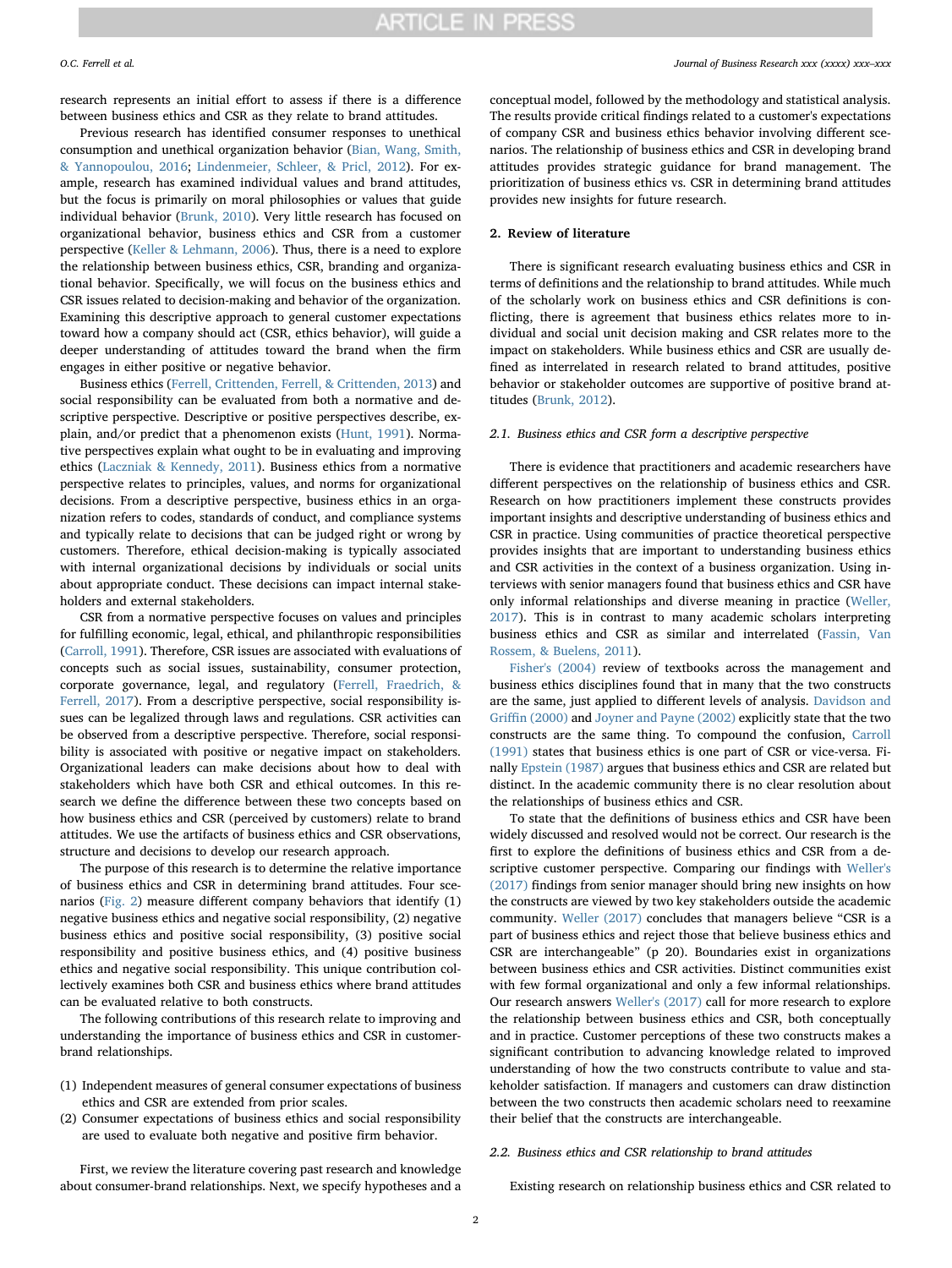research represents an initial effort to assess if there is a difference between business ethics and CSR as they relate to brand attitudes.

Previous research has identified consumer responses to unethical consumption and unethical organization behavior (Bian, Wang, Smith, & Yannopoulou, 2016; Lindenmeier, Schleer, & Pricl, 2012). For example, research has examined individual values and brand attitudes, but the focus is primarily on moral philosophies or values that guide individual behavior (Brunk, 2010). Very little research has focused on organizational behavior, business ethics and CSR from a customer perspective (Keller & Lehmann, 2006). Thus, there is a need to explore the relationship between business ethics, CSR, branding and organizational behavior. Specifically, we will focus on the business ethics and CSR issues related to decision-making and behavior of the organization. Examining this descriptive approach to general customer expectations toward how a company should act (CSR, ethics behavior), will guide a deeper understanding of attitudes toward the brand when the firm engages in either positive or negative behavior.

Business ethics (Ferrell, Crittenden, Ferrell, & Crittenden, 2013) and social responsibility can be evaluated from both a normative and descriptive perspective. Descriptive or positive perspectives describe, explain, and/or predict that a phenomenon exists (Hunt, 1991). Normative perspectives explain what ought to be in evaluating and improving ethics (Laczniak & Kennedy, 2011). Business ethics from a normative perspective relates to principles, values, and norms for organizational decisions. From a descriptive perspective, business ethics in an organization refers to codes, standards of conduct, and compliance systems and typically relate to decisions that can be judged right or wrong by customers. Therefore, ethical decision-making is typically associated with internal organizational decisions by individuals or social units about appropriate conduct. These decisions can impact internal stakeholders and external stakeholders.

CSR from a normative perspective focuses on values and principles for fulfilling economic, legal, ethical, and philanthropic responsibilities (Carroll, 1991). Therefore, CSR issues are associated with evaluations of concepts such as social issues, sustainability, consumer protection, corporate governance, legal, and regulatory (Ferrell, Fraedrich, & Ferrell, 2017). From a descriptive perspective, social responsibility issues can be legalized through laws and regulations. CSR activities can be observed from a descriptive perspective. Therefore, social responsibility is associated with positive or negative impact on stakeholders. Organizational leaders can make decisions about how to deal with stakeholders which have both CSR and ethical outcomes. In this research we define the difference between these two concepts based on how business ethics and CSR (perceived by customers) relate to brand attitudes. We use the artifacts of business ethics and CSR observations, structure and decisions to develop our research approach.

The purpose of this research is to determine the relative importance of business ethics and CSR in determining brand attitudes. Four scenarios (Fig. 2) measure different company behaviors that identify (1) negative business ethics and negative social responsibility, (2) negative business ethics and positive social responsibility, (3) positive social responsibility and positive business ethics, and (4) positive business ethics and negative social responsibility. This unique contribution collectively examines both CSR and business ethics where brand attitudes can be evaluated relative to both constructs.

The following contributions of this research relate to improving and understanding the importance of business ethics and CSR in customer-brand relationships.

(1) Independent measures of general consumer expectations of business ethics and CSR are extended from prior scales.
(2) Consumer expectations of business ethics and social responsibility are used to evaluate both negative and positive firm behavior.

First, we review the literature covering past research and knowledge about consumer-brand relationships. Next, we specify hypotheses and a conceptual model, followed by the methodology and statistical analysis. The results provide critical findings related to a customer's expectations of company CSR and business ethics behavior involving different scenarios. The relationship of business ethics and CSR in developing brand attitudes provides strategic guidance for brand management. The prioritization of business ethics vs. CSR in determining brand attitudes provides new insights for future research.

## 2. Review of literature

There is significant research evaluating business ethics and CSR in terms of definitions and the relationship to brand attitudes. While much of the scholarly work on business ethics and CSR definitions is conflicting, there is agreement that business ethics relates more to individual and social unit decision making and CSR relates more to the impact on stakeholders. While business ethics and CSR are usually defined as interrelated in research related to brand attitudes, positive behavior or stakeholder outcomes are supportive of positive brand attitudes (Brunk, 2012).

### 2.1. Business ethics and CSR form a descriptive perspective

There is evidence that practitioners and academic researchers have different perspectives on the relationship of business ethics and CSR. Research on how practitioners implement these constructs provides important insights and descriptive understanding of business ethics and CSR in practice. Using communities of practice theoretical perspective provides insights that are important to understanding business ethics and CSR activities in the context of a business organization. Using interviews with senior managers found that business ethics and CSR have only informal relationships and diverse meaning in practice (Weller, 2017). This is in contrast to many academic scholars interpreting business ethics and CSR as similar and interrelated (Fassin, Van Rossem, & Buelens, 2011).

Fisher's (2004) review of textbooks across the management and business ethics disciplines found that in many that the two constructs are the same, just applied to different levels of analysis. Davidson and Griffin (2000) and Joyner and Payne (2002) explicitly state that the two constructs are the same thing. To compound the confusion, Carroll (1991) states that business ethics is one part of CSR or vice-versa. Finally Epstein (1987) argues that business ethics and CSR are related but distinct. In the academic community there is no clear resolution about the relationships of business ethics and CSR.

To state that the definitions of business ethics and CSR have been widely discussed and resolved would not be correct. Our research is the first to explore the definitions of business ethics and CSR from a descriptive customer perspective. Comparing our findings with Weller's (2017) findings from senior manager should bring new insights on how the constructs are viewed by two key stakeholders outside the academic community. Weller (2017) concludes that managers believe "CSR is a part of business ethics and reject those that believe business ethics and CSR are interchangeable" (p 20). Boundaries exist in organizations between business ethics and CSR activities. Distinct communities exist with few formal organizational and only a few informal relationships. Our research answers Weller's (2017) call for more research to explore the relationship between business ethics and CSR, both conceptually and in practice. Customer perceptions of these two constructs makes a significant contribution to advancing knowledge related to improved understanding of how the two constructs contribute to value and stakeholder satisfaction. If managers and customers can draw distinction between the two constructs then academic scholars need to reexamine their belief that the constructs are interchangeable.

### 2.2. Business ethics and CSR relationship to brand attitudes

Existing research on relationship business ethics and CSR related to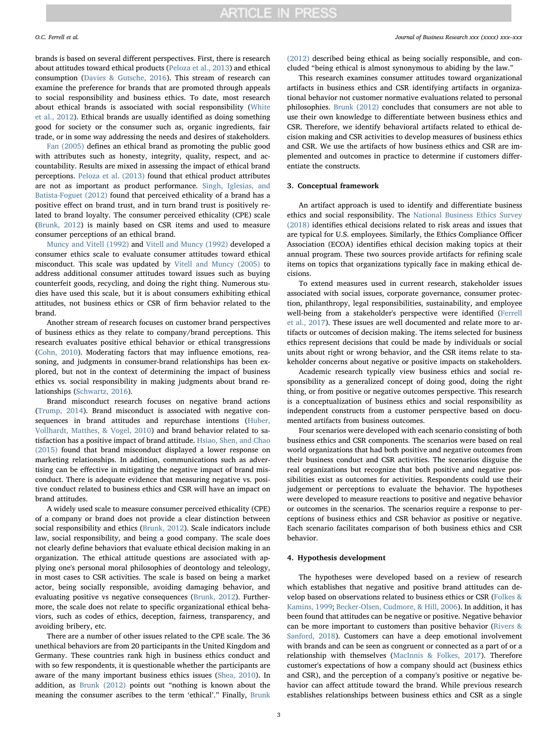brands is based on several different perspectives. First, there is research about attitudes toward ethical products (Peloza et al., 2013) and ethical consumption (Davies & Gutsche, 2016). This stream of research can examine the preference for brands that are promoted through appeals to social responsibility and business ethics. To date, most research about ethical brands is associated with social responsibility (White et al., 2012). Ethical brands are usually identified as doing something good for society or the consumer such as, organic ingredients, fair trade, or in some way addressing the needs and desires of stakeholders.

Fan (2005) defines an ethical brand as promoting the public good with attributes such as honesty, integrity, quality, respect, and accountability. Results are mixed in assessing the impact of ethical brand perceptions. Peloza et al. (2013) found that ethical product attributes are not as important as product performance. Singh, Iglesias, and Batista-Foguet (2012) found that perceived ethicality of a brand has a positive effect on brand trust, and in turn brand trust is positively related to brand loyalty. The consumer perceived ethicality (CPE) scale (Brunk, 2012) is mainly based on CSR items and used to measure consumer perceptions of an ethical brand.

Muncy and Vitell (1992) and Vitell and Muncy (1992) developed a consumer ethics scale to evaluate consumer attitudes toward ethical misconduct. This scale was updated by Vitell and Muncy (2005) to address additional consumer attitudes toward issues such as buying counterfeit goods, recycling, and doing the right thing. Numerous studies have used this scale, but it is about consumers exhibiting ethical attitudes, not business ethics or CSR of firm behavior related to the brand.

Another stream of research focuses on customer brand perspectives of business ethics as they relate to company/brand perceptions. This research evaluates positive ethical behavior or ethical transgressions (Cohn, 2010). Moderating factors that may influence emotions, reasoning, and judgments in consumer-brand relationships has been explored, but not in the context of determining the impact of business ethics vs. social responsibility in making judgments about brand relationships (Schwartz, 2016).

Brand misconduct research focuses on negative brand actions (Trump, 2014). Brand misconduct is associated with negative consequences in brand attitudes and repurchase intentions (Huber, Vollhardt, Matthes, & Vogel, 2010) and brand behavior related to satisfaction has a positive impact of brand attitude. Hsiao, Shen, and Chao (2015) found that brand misconduct displayed a lower response on marketing relationships. In addition, communications such as advertising can be effective in mitigating the negative impact of brand misconduct. There is adequate evidence that measuring negative vs. positive conduct related to business ethics and CSR will have an impact on brand attitudes.

A widely used scale to measure consumer perceived ethicality (CPE) of a company or brand does not provide a clear distinction between social responsibility and ethics (Brunk, 2012). Scale indicators include law, social responsibility, and being a good company. The scale does not clearly define behaviors that evaluate ethical decision making in an organization. The ethical attitude questions are associated with applying one's personal moral philosophies of deontology and teleology, in most cases to CSR activities. The scale is based on being a market actor, being socially responsible, avoiding damaging behavior, and evaluating positive vs negative consequences (Brunk, 2012). Furthermore, the scale does not relate to specific organizational ethical behaviors, such as codes of ethics, deception, fairness, transparency, and avoiding bribery, etc.

There are a number of other issues related to the CPE scale. The 36 unethical behaviors are from 20 participants in the United Kingdom and Germany. These countries rank high in business ethics conduct and with so few respondents, it is questionable whether the participants are aware of the many important business ethics issues (Shea, 2010). In addition, as Brunk (2012) points out "nothing is known about the meaning the consumer ascribes to the term 'ethical'." Finally, Brunk (2012) described being ethical as being socially responsible, and concluded "being ethical is almost synonymous to abiding by the law."

This research examines consumer attitudes toward organizational artifacts in business ethics and CSR identifying artifacts in organizational behavior not customer normative evaluations related to personal philosophies. Brunk (2012) concludes that consumers are not able to use their own knowledge to differentiate between business ethics and CSR. Therefore, we identify behavioral artifacts related to ethical decision making and CSR activities to develop measures of business ethics and CSR. We use the artifacts of how business ethics and CSR are implemented and outcomes in practice to determine if customers differentiate the constructs.

## 3. Conceptual framework

An artifact approach is used to identify and differentiate business ethics and social responsibility. The National Business Ethics Survey (2018) identifies ethical decisions related to risk areas and issues that are typical for U.S. employees. Similarly, the Ethics Compliance Officer Association (ECOA) identifies ethical decision making topics at their annual program. These two sources provide artifacts for refining scale items on topics that organizations typically face in making ethical decisions.

To extend measures used in current research, stakeholder issues associated with social issues, corporate governance, consumer protection, philanthropy, legal responsibilities, sustainability, and employee well-being from a stakeholder's perspective were identified (Ferrell et al., 2017). These issues are well documented and relate more to artifacts or outcomes of decision making. The items selected for business ethics represent decisions that could be made by individuals or social units about right or wrong behavior, and the CSR items relate to stakeholder concerns about negative or positive impacts on stakeholders.

Academic research typically view business ethics and social responsibility as a generalized concept of doing good, doing the right thing, or from positive or negative outcomes perspective. This research is a conceptualization of business ethics and social responsibility as independent constructs from a customer perspective based on documented artifacts from business outcomes.

Four scenarios were developed with each scenario consisting of both business ethics and CSR components. The scenarios were based on real world organizations that had both positive and negative outcomes from their business conduct and CSR activities. The scenarios disguise the real organizations but recognize that both positive and negative possibilities exist as outcomes for activities. Respondents could use their judgement or perceptions to evaluate the behavior. The hypotheses were developed to measure reactions to positive and negative behavior or outcomes in the scenarios. The scenarios require a response to perceptions of business ethics and CSR behavior as positive or negative. Each scenario facilitates comparison of both business ethics and CSR behavior.

## 4. Hypothesis development

The hypotheses were developed based on a review of research which establishes that negative and positive brand attitudes can develop based on observations related to business ethics or CSR (Folkes & Kamins, 1999; Becker-Olsen, Cudmore, & Hill, 2006). In addition, it has been found that attitudes can be negative or positive. Negative behavior can be more important to customers than positive behavior (Rivers & Sanford, 2018). Customers can have a deep emotional involvement with brands and can be seen as congruent or connected as a part of or a relationship with themselves (MacInnis & Folkes, 2017). Therefore customer's expectations of how a company should act (business ethics and CSR), and the perception of a company's positive or negative behavior can affect attitude toward the brand. While previous research establishes relationships between business ethics and CSR as a single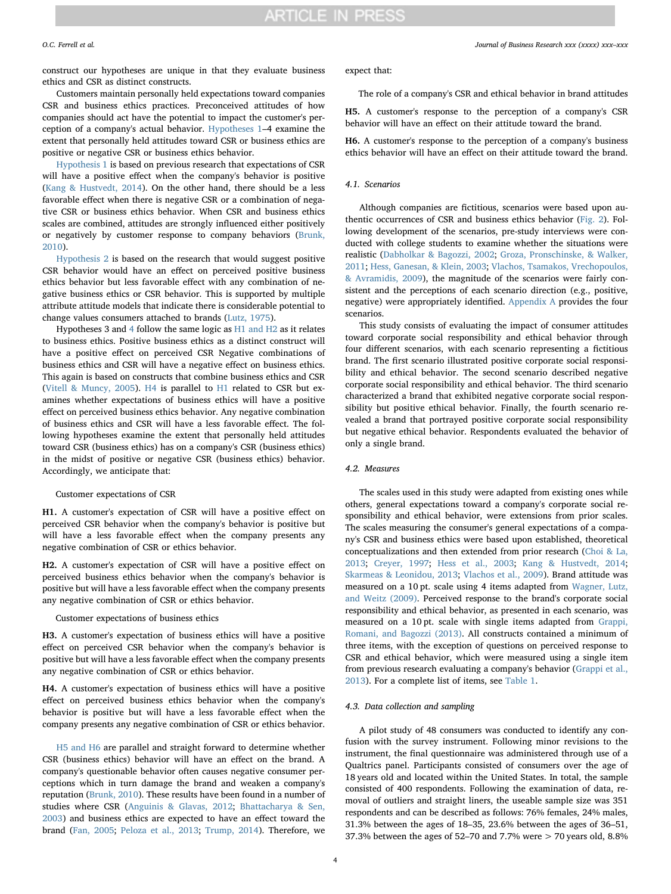construct our hypotheses are unique in that they evaluate business ethics and CSR as distinct constructs.

Customers maintain personally held expectations toward companies CSR and business ethics practices. Preconceived attitudes of how companies should act have the potential to impact the customer's perception of a company's actual behavior. Hypotheses 1–4 examine the extent that personally held attitudes toward CSR or business ethics are positive or negative CSR or business ethics behavior.

Hypothesis 1 is based on previous research that expectations of CSR will have a positive effect when the company's behavior is positive (Kang & Hustvedt, 2014). On the other hand, there should be a less favorable effect when there is negative CSR or a combination of negative CSR or business ethics behavior. When CSR and business ethics scales are combined, attitudes are strongly influenced either positively or negatively by customer response to company behaviors (Brunk, 2010).

Hypothesis 2 is based on the research that would suggest positive CSR behavior would have an effect on perceived positive business ethics behavior but less favorable effect with any combination of negative business ethics or CSR behavior. This is supported by multiple attribute attitude models that indicate there is considerable potential to change values consumers attached to brands (Lutz, 1975).

Hypotheses 3 and 4 follow the same logic as H1 and H2 as it relates to business ethics. Positive business ethics as a distinct construct will have a positive effect on perceived CSR Negative combinations of business ethics and CSR will have a negative effect on business ethics. This again is based on constructs that combine business ethics and CSR (Vitell & Muncy, 2005). H4 is parallel to H1 related to CSR but examines whether expectations of business ethics will have a positive effect on perceived business ethics behavior. Any negative combination of business ethics and CSR will have a less favorable effect. The following hypotheses examine the extent that personally held attitudes toward CSR (business ethics) has on a company's CSR (business ethics) in the midst of positive or negative CSR (business ethics) behavior. Accordingly, we anticipate that:

Customer expectations of CSR

**H1.** A customer's expectation of CSR will have a positive effect on perceived CSR behavior when the company's behavior is positive but will have a less favorable effect when the company presents any negative combination of CSR or ethics behavior.

**H2.** A customer's expectation of CSR will have a positive effect on perceived business ethics behavior when the company's behavior is positive but will have a less favorable effect when the company presents any negative combination of CSR or ethics behavior.

Customer expectations of business ethics

**H3.** A customer's expectation of business ethics will have a positive effect on perceived CSR behavior when the company's behavior is positive but will have a less favorable effect when the company presents any negative combination of CSR or ethics behavior.

**H4.** A customer's expectation of business ethics will have a positive effect on perceived business ethics behavior when the company's behavior is positive but will have a less favorable effect when the company presents any negative combination of CSR or ethics behavior.

H5 and H6 are parallel and straight forward to determine whether CSR (business ethics) behavior will have an effect on the brand. A company's questionable behavior often causes negative consumer perceptions which in turn damage the brand and weaken a company's reputation (Brunk, 2010). These results have been found in a number of studies where CSR (Anguinis & Glavas, 2012; Bhattacharya & Sen, 2003) and business ethics are expected to have an effect toward the brand (Fan, 2005; Peloza et al., 2013; Trump, 2014). Therefore, we expect that:

The role of a company's CSR and ethical behavior in brand attitudes

**H5.** A customer's response to the perception of a company's CSR behavior will have an effect on their attitude toward the brand.

**H6.** A customer's response to the perception of a company's business ethics behavior will have an effect on their attitude toward the brand.

### 4.1. Scenarios

Although companies are fictitious, scenarios were based upon authentic occurrences of CSR and business ethics behavior (Fig. 2). Following development of the scenarios, pre-study interviews were conducted with college students to examine whether the situations were realistic (Dabholkar & Bagozzi, 2002; Groza, Pronschinske, & Walker, 2011; Hess, Ganesan, & Klein, 2003; Vlachos, Tsamakos, Vrechopoulos, & Avramidis, 2009), the magnitude of the scenarios were fairly consistent and the perceptions of each scenario direction (e.g., positive, negative) were appropriately identified. Appendix A provides the four scenarios.

This study consists of evaluating the impact of consumer attitudes toward corporate social responsibility and ethical behavior through four different scenarios, with each scenario representing a fictitious brand. The first scenario illustrated positive corporate social responsibility and ethical behavior. The second scenario described negative corporate social responsibility and ethical behavior. The third scenario characterized a brand that exhibited negative corporate social responsibility but positive ethical behavior. Finally, the fourth scenario revealed a brand that portrayed positive corporate social responsibility but negative ethical behavior. Respondents evaluated the behavior of only a single brand.

### 4.2. Measures

The scales used in this study were adapted from existing ones while others, general expectations toward a company's corporate social responsibility and ethical behavior, were extensions from prior scales. The scales measuring the consumer's general expectations of a company's CSR and business ethics were based upon established, theoretical conceptualizations and then extended from prior research (Choi & La, 2013; Creyer, 1997; Hess et al., 2003; Kang & Hustvedt, 2014; Skarmeas & Leonidou, 2013; Vlachos et al., 2009). Brand attitude was measured on a 10 pt. scale using 4 items adapted from Wagner, Lutz, and Weitz (2009). Perceived response to the brand's corporate social responsibility and ethical behavior, as presented in each scenario, was measured on a 10 pt. scale with single items adapted from Grappi, Romani, and Bagozzi (2013). All constructs contained a minimum of three items, with the exception of questions on perceived response to CSR and ethical behavior, which were measured using a single item from previous research evaluating a company's behavior (Grappi et al., 2013). For a complete list of items, see Table 1.

### 4.3. Data collection and sampling

A pilot study of 48 consumers was conducted to identify any confusion with the survey instrument. Following minor revisions to the instrument, the final questionnaire was administered through use of a Qualtrics panel. Participants consisted of consumers over the age of 18 years old and located within the United States. In total, the sample consisted of 400 respondents. Following the examination of data, removal of outliers and straight liners, the useable sample size was 351 respondents and can be described as follows: 76% females, 24% males, 31.3% between the ages of 18–35, 23.6% between the ages of 36–51, 37.3% between the ages of 52–70 and 7.7% were > 70 years old, 8.8%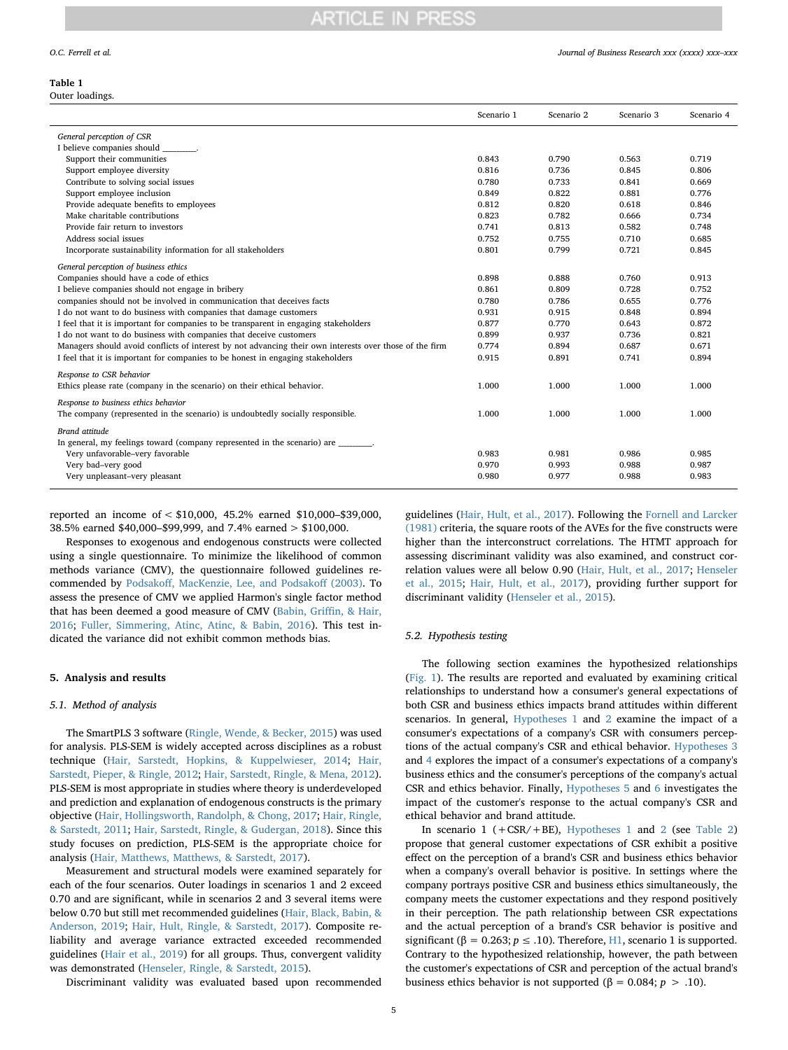**Table 1**
Outer loadings.

| | Scenario 1 | Scenario 2 | Scenario 3 | Scenario 4 |
|---|---|---|---|---|
| *General perception of CSR* | | | | |
| I believe companies should ________. | | | | |
| Support their communities | 0.843 | 0.790 | 0.563 | 0.719 |
| Support employee diversity | 0.816 | 0.736 | 0.845 | 0.806 |
| Contribute to solving social issues | 0.780 | 0.733 | 0.841 | 0.669 |
| Support employee inclusion | 0.849 | 0.822 | 0.881 | 0.776 |
| Provide adequate benefits to employees | 0.812 | 0.820 | 0.618 | 0.846 |
| Make charitable contributions | 0.823 | 0.782 | 0.666 | 0.734 |
| Provide fair return to investors | 0.741 | 0.813 | 0.582 | 0.748 |
| Address social issues | 0.752 | 0.755 | 0.710 | 0.685 |
| Incorporate sustainability information for all stakeholders | 0.801 | 0.799 | 0.721 | 0.845 |
| *General perception of business ethics* | | | | |
| Companies should have a code of ethics | 0.898 | 0.888 | 0.760 | 0.913 |
| I believe companies should not engage in bribery | 0.861 | 0.809 | 0.728 | 0.752 |
| companies should not be involved in communication that deceives facts | 0.780 | 0.786 | 0.655 | 0.776 |
| I do not want to do business with companies that damage customers | 0.931 | 0.915 | 0.848 | 0.894 |
| I feel that it is important for companies to be transparent in engaging stakeholders | 0.877 | 0.770 | 0.643 | 0.872 |
| I do not want to do business with companies that deceive customers | 0.899 | 0.937 | 0.736 | 0.821 |
| Managers should avoid conflicts of interest by not advancing their own interests over those of the firm | 0.774 | 0.894 | 0.687 | 0.671 |
| I feel that it is important for companies to be honest in engaging stakeholders | 0.915 | 0.891 | 0.741 | 0.894 |
| *Response to CSR behavior* | | | | |
| Ethics please rate (company in the scenario) on their ethical behavior. | 1.000 | 1.000 | 1.000 | 1.000 |
| *Response to business ethics behavior* | | | | |
| The company (represented in the scenario) is undoubtedly socially responsible. | 1.000 | 1.000 | 1.000 | 1.000 |
| *Brand attitude* | | | | |
| In general, my feelings toward (company represented in the scenario) are ________. | | | | |
| Very unfavorable–very favorable | 0.983 | 0.981 | 0.986 | 0.985 |
| Very bad–very good | 0.970 | 0.993 | 0.988 | 0.987 |
| Very unpleasant–very pleasant | 0.980 | 0.977 | 0.988 | 0.983 |

reported an income of < $10,000, 45.2% earned $10,000–$39,000, 38.5% earned $40,000–$99,999, and 7.4% earned > $100,000.

Responses to exogenous and endogenous constructs were collected using a single questionnaire. To minimize the likelihood of common methods variance (CMV), the questionnaire followed guidelines recommended by Podsakoff, MacKenzie, Lee, and Podsakoff (2003). To assess the presence of CMV we applied Harmon's single factor method that has been deemed a good measure of CMV (Babin, Griffin, & Hair, 2016; Fuller, Simmering, Atinc, Atinc, & Babin, 2016). This test indicated the variance did not exhibit common methods bias.

## 5. Analysis and results

### 5.1. Method of analysis

The SmartPLS 3 software (Ringle, Wende, & Becker, 2015) was used for analysis. PLS-SEM is widely accepted across disciplines as a robust technique (Hair, Sarstedt, Hopkins, & Kuppelwieser, 2014; Hair, Sarstedt, Pieper, & Ringle, 2012; Hair, Sarstedt, Ringle, & Mena, 2012). PLS-SEM is most appropriate in studies where theory is underdeveloped and prediction and explanation of endogenous constructs is the primary objective (Hair, Hollingsworth, Randolph, & Chong, 2017; Hair, Ringle, & Sarstedt, 2011; Hair, Sarstedt, Ringle, & Gudergan, 2018). Since this study focuses on prediction, PLS-SEM is the appropriate choice for analysis (Hair, Matthews, Matthews, & Sarstedt, 2017).

Measurement and structural models were examined separately for each of the four scenarios. Outer loadings in scenarios 1 and 2 exceed 0.70 and are significant, while in scenarios 2 and 3 several items were below 0.70 but still met recommended guidelines (Hair, Black, Babin, & Anderson, 2019; Hair, Hult, Ringle, & Sarstedt, 2017). Composite reliability and average variance extracted exceeded recommended guidelines (Hair et al., 2019) for all groups. Thus, convergent validity was demonstrated (Henseler, Ringle, & Sarstedt, 2015).

Discriminant validity was evaluated based upon recommended guidelines (Hair, Hult, et al., 2017). Following the Fornell and Larcker (1981) criteria, the square roots of the AVEs for the five constructs were higher than the interconstruct correlations. The HTMT approach for assessing discriminant validity was also examined, and construct correlation values were all below 0.90 (Hair, Hult, et al., 2017; Henseler et al., 2015; Hair, Hult, et al., 2017), providing further support for discriminant validity (Henseler et al., 2015).

### 5.2. Hypothesis testing

The following section examines the hypothesized relationships (Fig. 1). The results are reported and evaluated by examining critical relationships to understand how a consumer's general expectations of both CSR and business ethics impacts brand attitudes within different scenarios. In general, Hypotheses 1 and 2 examine the impact of a consumer's expectations of a company's CSR with consumers perceptions of the actual company's CSR and ethical behavior. Hypotheses 3 and 4 explores the impact of a consumer's expectations of a company's business ethics and the consumer's perceptions of the company's actual CSR and ethics behavior. Finally, Hypotheses 5 and 6 investigates the impact of the customer's response to the actual company's CSR and ethical behavior and brand attitude.

In scenario 1 (+CSR/+BE), Hypotheses 1 and 2 (see Table 2) propose that general customer expectations of CSR exhibit a positive effect on the perception of a brand's CSR and business ethics behavior when a company's overall behavior is positive. In settings where the company portrays positive CSR and business ethics simultaneously, the company meets the customer expectations and they respond positively in their perception. The path relationship between CSR expectations and the actual perception of a brand's CSR behavior is positive and significant ($\beta = 0.263$; $p \leq .10$). Therefore, H1, scenario 1 is supported. Contrary to the hypothesized relationship, however, the path between the customer's expectations of CSR and perception of the actual brand's business ethics behavior is not supported ($\beta = 0.084$; $p > .10$).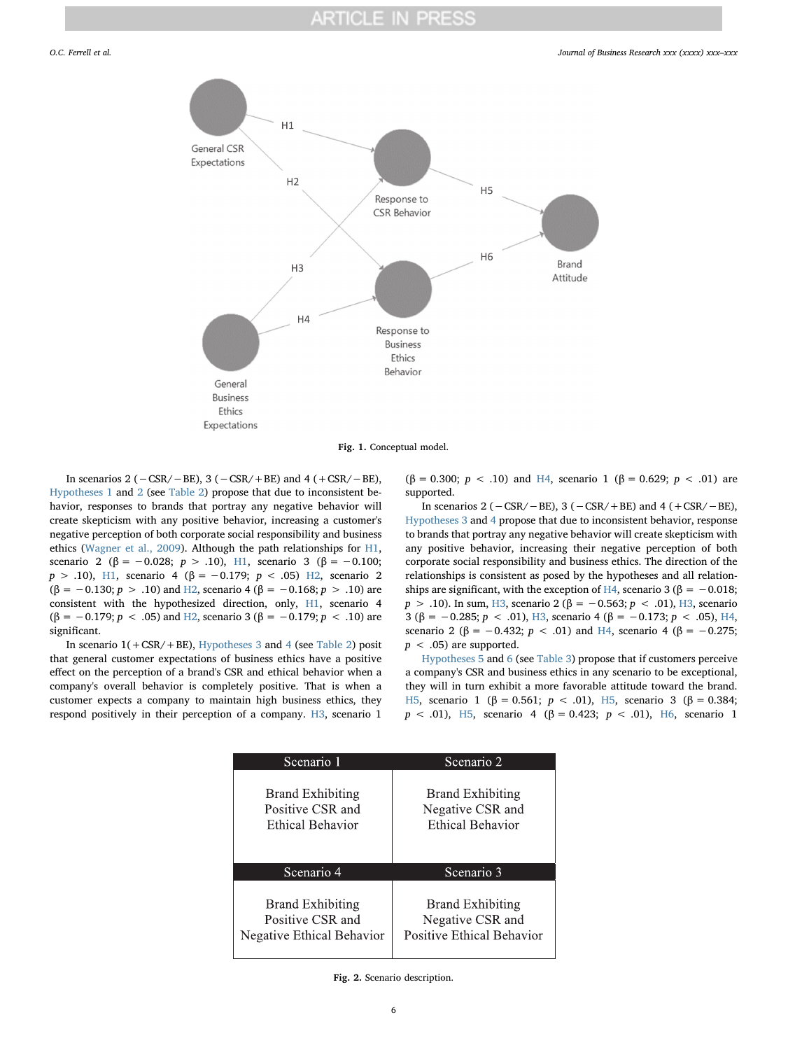Fig. 1. Conceptual model.

In scenarios 2 (−CSR/−BE), 3 (−CSR/+BE) and 4 (+CSR/−BE), Hypotheses 1 and 2 (see Table 2) propose that due to inconsistent behavior, responses to brands that portray any negative behavior will create skepticism with any positive behavior, increasing a customer's negative perception of both corporate social responsibility and business ethics (Wagner et al., 2009). Although the path relationships for H1, scenario 2 ($\beta = -0.028$; $p > .10$), H1, scenario 3 ($\beta = -0.100$; $p > .10$), H1, scenario 4 ($\beta = -0.179$; $p < .05$) H2, scenario 2 ($\beta = -0.130$; $p > .10$) and H2, scenario 4 ($\beta = -0.168$; $p > .10$) are consistent with the hypothesized direction, only, H1, scenario 4 ($\beta = -0.179$; $p < .05$) and H2, scenario 3 ($\beta = -0.179$; $p < .10$) are significant.

In scenario 1(+CSR/+BE), Hypotheses 3 and 4 (see Table 2) posit that general customer expectations of business ethics have a positive effect on the perception of a brand's CSR and ethical behavior when a company's overall behavior is completely positive. That is when a customer expects a company to maintain high business ethics, they respond positively in their perception of a company. H3, scenario 1 ($\beta = 0.300$; $p < .10$) and H4, scenario 1 ($\beta = 0.629$; $p < .01$) are supported.

In scenarios 2 (−CSR/−BE), 3 (−CSR/+BE) and 4 (+CSR/−BE), Hypotheses 3 and 4 propose that due to inconsistent behavior, response to brands that portray any negative behavior will create skepticism with any positive behavior, increasing their negative perception of both corporate social responsibility and business ethics. The direction of the relationships is consistent as posed by the hypotheses and all relationships are significant, with the exception of H4, scenario 3 ($\beta = -0.018$; $p > .10$). In sum, H3, scenario 2 ($\beta = -0.563$; $p < .01$), H3, scenario 3 ($\beta = -0.285$; $p < .01$), H3, scenario 4 ($\beta = -0.173$; $p < .05$), H4, scenario 2 ($\beta = -0.432$; $p < .01$) and H4, scenario 4 ($\beta = -0.275$; $p < .05$) are supported.

Hypotheses 5 and 6 (see Table 3) propose that if customers perceive a company's CSR and business ethics in any scenario to be exceptional, they will in turn exhibit a more favorable attitude toward the brand. H5, scenario 1 ($\beta = 0.561$; $p < .01$), H5, scenario 3 ($\beta = 0.384$; $p < .01$), H5, scenario 4 ($\beta = 0.423$; $p < .01$), H6, scenario 1

| Scenario 1 | Scenario 2 |
| --- | --- |
| Brand Exhibiting Positive CSR and Ethical Behavior | Brand Exhibiting Negative CSR and Ethical Behavior |
| **Scenario 4** | **Scenario 3** |
| Brand Exhibiting Positive CSR and Negative Ethical Behavior | Brand Exhibiting Negative CSR and Positive Ethical Behavior |

Fig. 2. Scenario description.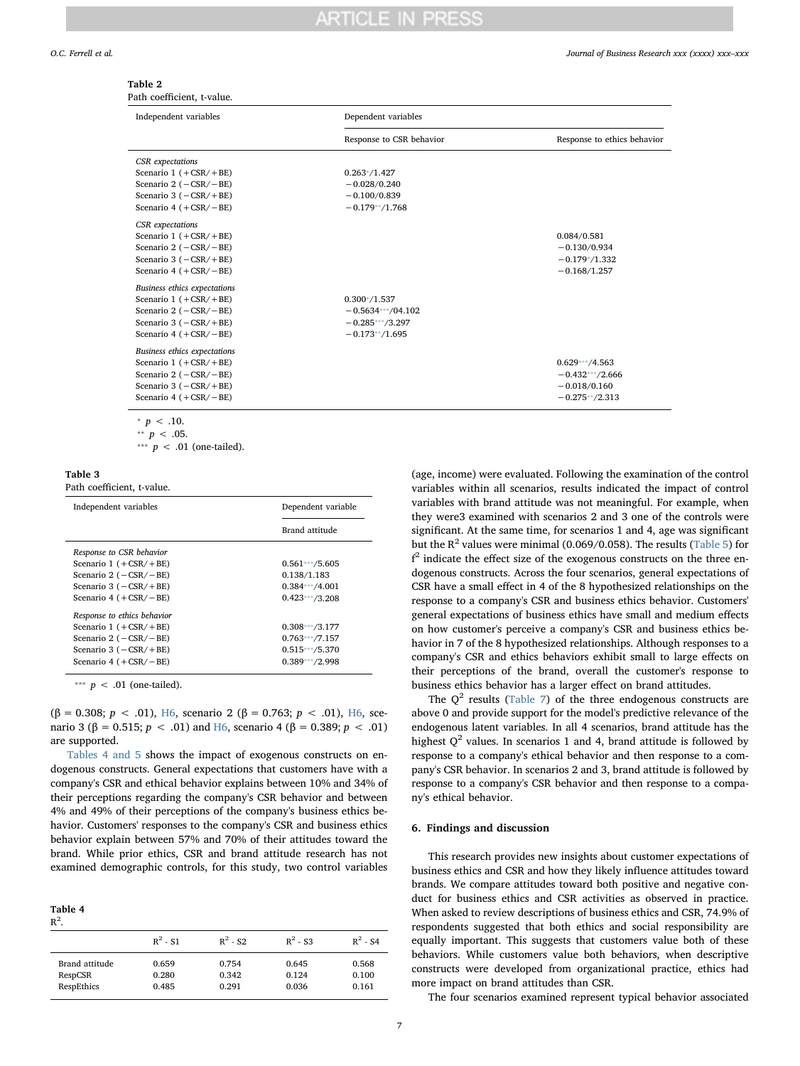**Table 2**
Path coefficient, t-value.

| Independent variables | Dependent variables | |
|---|---|---|
| | Response to CSR behavior | Response to ethics behavior |
| *CSR expectations* | | |
| Scenario 1 (+CSR/+BE) | 0.263*/1.427 | |
| Scenario 2 (−CSR/−BE) | −0.028/0.240 | |
| Scenario 3 (−CSR/+BE) | −0.100/0.839 | |
| Scenario 4 (+CSR/−BE) | −0.179**/1.768 | |
| *CSR expectations* | | |
| Scenario 1 (+CSR/+BE) | | 0.084/0.581 |
| Scenario 2 (−CSR/−BE) | | −0.130/0.934 |
| Scenario 3 (−CSR/+BE) | | −0.179*/1.332 |
| Scenario 4 (+CSR/−BE) | | −0.168/1.257 |
| *Business ethics expectations* | | |
| Scenario 1 (+CSR/+BE) | 0.300*/1.537 | |
| Scenario 2 (−CSR/−BE) | −0.5634***/04.102 | |
| Scenario 3 (−CSR/+BE) | −0.285***/3.297 | |
| Scenario 4 (+CSR/−BE) | −0.173**/1.695 | |
| *Business ethics expectations* | | |
| Scenario 1 (+CSR/+BE) | | 0.629***/4.563 |
| Scenario 2 (−CSR/−BE) | | −0.432***/2.666 |
| Scenario 3 (−CSR/+BE) | | −0.018/0.160 |
| Scenario 4 (+CSR/−BE) | | −0.275**/2.313 |

\* $p < .10$.
\*\* $p < .05$.
\*\*\* $p < .01$ (one-tailed).

**Table 3**
Path coefficient, t-value.

| Independent variables | Dependent variable |
|---|---|
| | Brand attitude |
| *Response to CSR behavior* | |
| Scenario 1 (+CSR/+BE) | 0.561***/5.605 |
| Scenario 2 (−CSR/−BE) | 0.138/1.183 |
| Scenario 3 (−CSR/+BE) | 0.384***/4.001 |
| Scenario 4 (+CSR/−BE) | 0.423***/3.208 |
| *Response to ethics behavior* | |
| Scenario 1 (+CSR/+BE) | 0.308***/3.177 |
| Scenario 2 (−CSR/−BE) | 0.763***/7.157 |
| Scenario 3 (−CSR/+BE) | 0.515***/5.370 |
| Scenario 4 (+CSR/−BE) | 0.389***/2.998 |

\*\*\* $p < .01$ (one-tailed).

(β = 0.308; $p < .01$), H6, scenario 2 (β = 0.763; $p < .01$), H6, scenario 3 (β = 0.515; $p < .01$) and H6, scenario 4 (β = 0.389; $p < .01$) are supported.

Tables 4 and 5 shows the impact of exogenous constructs on endogenous constructs. General expectations that customers have with a company's CSR and ethical behavior explains between 10% and 34% of their perceptions regarding the company's CSR behavior and between 4% and 49% of their perceptions of the company's business ethics behavior. Customers' responses to the company's CSR and business ethics behavior explain between 57% and 70% of their attitudes toward the brand. While prior ethics, CSR and brand attitude research has not examined demographic controls, for this study, two control variables (age, income) were evaluated. Following the examination of the control variables within all scenarios, results indicated the impact of control variables with brand attitude was not meaningful. For example, when they were3 examined with scenarios 2 and 3 one of the controls were significant. At the same time, for scenarios 1 and 4, age was significant but the $R^2$ values were minimal (0.069/0.058). The results (Table 5) for $f^2$ indicate the effect size of the exogenous constructs on the three endogenous constructs. Across the four scenarios, general expectations of CSR have a small effect in 4 of the 8 hypothesized relationships on the response to a company's CSR and business ethics behavior. Customers' general expectations of business ethics have small and medium effects on how customer's perceive a company's CSR and business ethics behavior in 7 of the 8 hypothesized relationships. Although responses to a company's CSR and ethics behaviors exhibit small to large effects on their perceptions of the brand, overall the customer's response to business ethics behavior has a larger effect on brand attitudes.

**Table 4**
$R^2$.

| | $R^2$ - S1 | $R^2$ - S2 | $R^2$ - S3 | $R^2$ - S4 |
|---|---|---|---|---|
| Brand attitude | 0.659 | 0.754 | 0.645 | 0.568 |
| RespCSR | 0.280 | 0.342 | 0.124 | 0.100 |
| RespEthics | 0.485 | 0.291 | 0.036 | 0.161 |

The $Q^2$ results (Table 7) of the three endogenous constructs are above 0 and provide support for the model's predictive relevance of the endogenous latent variables. In all 4 scenarios, brand attitude has the highest $Q^2$ values. In scenarios 1 and 4, brand attitude is followed by response to a company's ethical behavior and then response to a company's CSR behavior. In scenarios 2 and 3, brand attitude is followed by response to a company's CSR behavior and then response to a company's ethical behavior.

## 6. Findings and discussion

This research provides new insights about customer expectations of business ethics and CSR and how they likely influence attitudes toward brands. We compare attitudes toward both positive and negative conduct for business ethics and CSR activities as observed in practice. When asked to review descriptions of business ethics and CSR, 74.9% of respondents suggested that both ethics and social responsibility are equally important. This suggests that customers value both of these behaviors. While customers value both behaviors, when descriptive constructs were developed from organizational practice, ethics had more impact on brand attitudes than CSR.

The four scenarios examined represent typical behavior associated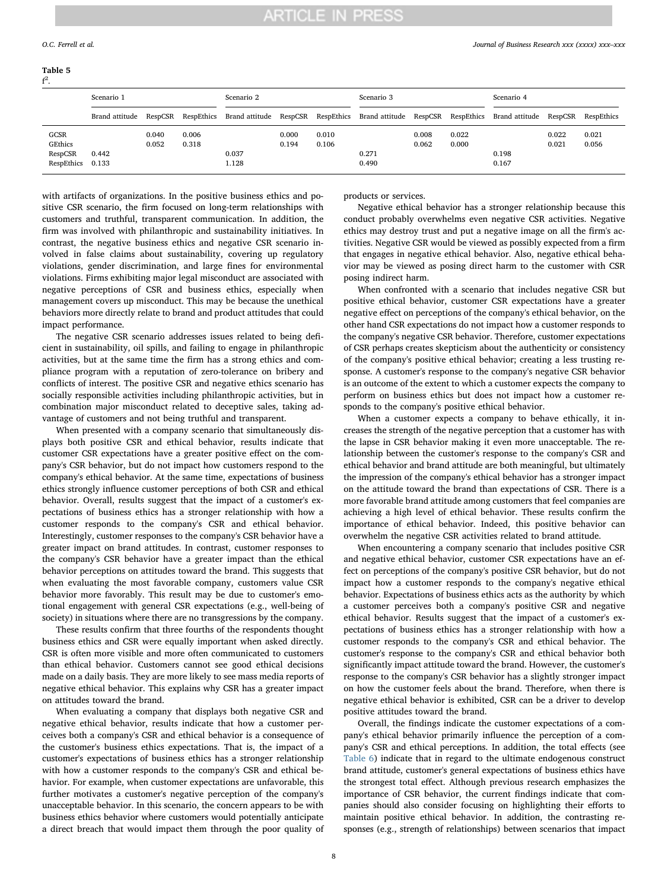**Table 5**
$f^2$.

| | Scenario 1 | | | Scenario 2 | | | Scenario 3 | | | Scenario 4 | | |
|---|---|---|---|---|---|---|---|---|---|---|---|---|
| | Brand attitude | RespCSR | RespEthics | Brand attitude | RespCSR | RespEthics | Brand attitude | RespCSR | RespEthics | Brand attitude | RespCSR | RespEthics |
| GCSR | | 0.040 | 0.006 | | 0.000 | 0.010 | | 0.008 | 0.022 | | 0.022 | 0.021 |
| GEthics | | 0.052 | 0.318 | | 0.194 | 0.106 | | 0.062 | 0.000 | | 0.021 | 0.056 |
| RespCSR | 0.442 | | | 0.037 | | | 0.271 | | | 0.198 | | |
| RespEthics | 0.133 | | | 1.128 | | | 0.490 | | | 0.167 | | |

with artifacts of organizations. In the positive business ethics and positive CSR scenario, the firm focused on long-term relationships with customers and truthful, transparent communication. In addition, the firm was involved with philanthropic and sustainability initiatives. In contrast, the negative business ethics and negative CSR scenario involved in false claims about sustainability, covering up regulatory violations, gender discrimination, and large fines for environmental violations. Firms exhibiting major legal misconduct are associated with negative perceptions of CSR and business ethics, especially when management covers up misconduct. This may be because the unethical behaviors more directly relate to brand and product attitudes that could impact performance.

The negative CSR scenario addresses issues related to being deficient in sustainability, oil spills, and failing to engage in philanthropic activities, but at the same time the firm has a strong ethics and compliance program with a reputation of zero-tolerance on bribery and conflicts of interest. The positive CSR and negative ethics scenario has socially responsible activities including philanthropic activities, but in combination major misconduct related to deceptive sales, taking advantage of customers and not being truthful and transparent.

When presented with a company scenario that simultaneously displays both positive CSR and ethical behavior, results indicate that customer CSR expectations have a greater positive effect on the company's CSR behavior, but do not impact how customers respond to the company's ethical behavior. At the same time, expectations of business ethics strongly influence customer perceptions of both CSR and ethical behavior. Overall, results suggest that the impact of a customer's expectations of business ethics has a stronger relationship with how a customer responds to the company's CSR and ethical behavior. Interestingly, customer responses to the company's CSR behavior have a greater impact on brand attitudes. In contrast, customer responses to the company's CSR behavior have a greater impact than the ethical behavior perceptions on attitudes toward the brand. This suggests that when evaluating the most favorable company, customers value CSR behavior more favorably. This result may be due to customer's emotional engagement with general CSR expectations (e.g., well-being of society) in situations where there are no transgressions by the company.

These results confirm that three fourths of the respondents thought business ethics and CSR were equally important when asked directly. CSR is often more visible and more often communicated to customers than ethical behavior. Customers cannot see good ethical decisions made on a daily basis. They are more likely to see mass media reports of negative ethical behavior. This explains why CSR has a greater impact on attitudes toward the brand.

When evaluating a company that displays both negative CSR and negative ethical behavior, results indicate that how a customer perceives both a company's CSR and ethical behavior is a consequence of the customer's business ethics expectations. That is, the impact of a customer's expectations of business ethics has a stronger relationship with how a customer responds to the company's CSR and ethical behavior. For example, when customer expectations are unfavorable, this further motivates a customer's negative perception of the company's unacceptable behavior. In this scenario, the concern appears to be with business ethics behavior where customers would potentially anticipate a direct breach that would impact them through the poor quality of products or services.

Negative ethical behavior has a stronger relationship because this conduct probably overwhelms even negative CSR activities. Negative ethics may destroy trust and put a negative image on all the firm's activities. Negative CSR would be viewed as possibly expected from a firm that engages in negative ethical behavior. Also, negative ethical behavior may be viewed as posing direct harm to the customer with CSR posing indirect harm.

When confronted with a scenario that includes negative CSR but positive ethical behavior, customer CSR expectations have a greater negative effect on perceptions of the company's ethical behavior, on the other hand CSR expectations do not impact how a customer responds to the company's negative CSR behavior. Therefore, customer expectations of CSR perhaps creates skepticism about the authenticity or consistency of the company's positive ethical behavior; creating a less trusting response. A customer's response to the company's negative CSR behavior is an outcome of the extent to which a customer expects the company to perform on business ethics but does not impact how a customer responds to the company's positive ethical behavior.

When a customer expects a company to behave ethically, it increases the strength of the negative perception that a customer has with the lapse in CSR behavior making it even more unacceptable. The relationship between the customer's response to the company's CSR and ethical behavior and brand attitude are both meaningful, but ultimately the impression of the company's ethical behavior has a stronger impact on the attitude toward the brand than expectations of CSR. There is a more favorable brand attitude among customers that feel companies are achieving a high level of ethical behavior. These results confirm the importance of ethical behavior. Indeed, this positive behavior can overwhelm the negative CSR activities related to brand attitude.

When encountering a company scenario that includes positive CSR and negative ethical behavior, customer CSR expectations have an effect on perceptions of the company's positive CSR behavior, but do not impact how a customer responds to the company's negative ethical behavior. Expectations of business ethics acts as the authority by which a customer perceives both a company's positive CSR and negative ethical behavior. Results suggest that the impact of a customer's expectations of business ethics has a stronger relationship with how a customer responds to the company's CSR and ethical behavior. The customer's response to the company's CSR and ethical behavior both significantly impact attitude toward the brand. However, the customer's response to the company's CSR behavior has a slightly stronger impact on how the customer feels about the brand. Therefore, when there is negative ethical behavior is exhibited, CSR can be a driver to develop positive attitudes toward the brand.

Overall, the findings indicate the customer expectations of a company's ethical behavior primarily influence the perception of a company's CSR and ethical perceptions. In addition, the total effects (see Table 6) indicate that in regard to the ultimate endogenous construct brand attitude, customer's general expectations of business ethics have the strongest total effect. Although previous research emphasizes the importance of CSR behavior, the current findings indicate that companies should also consider focusing on highlighting their efforts to maintain positive ethical behavior. In addition, the contrasting responses (e.g., strength of relationships) between scenarios that impact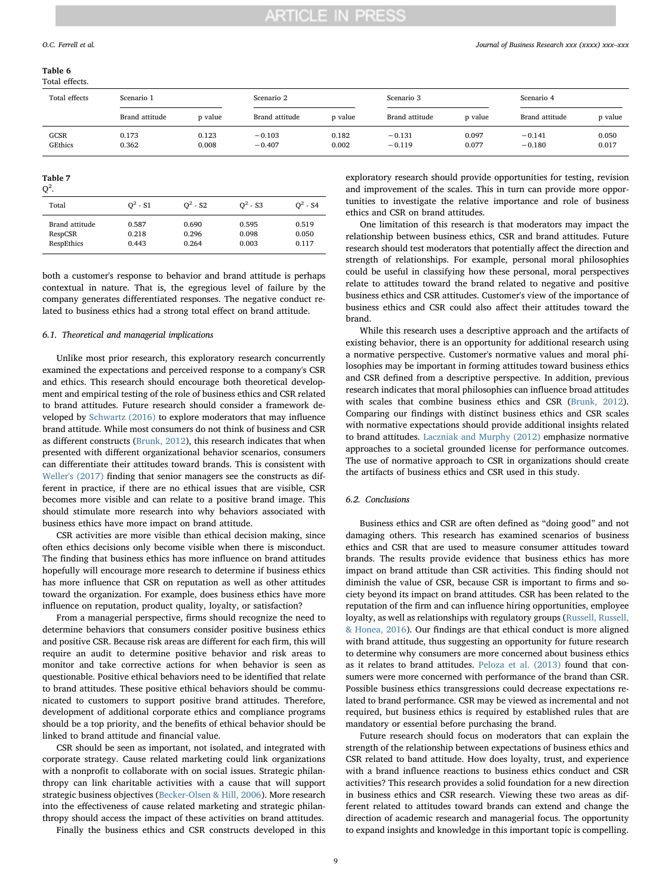**Table 6**
Total effects.

| Total effects | Scenario 1 | | Scenario 2 | | Scenario 3 | | Scenario 4 | |
|---|---|---|---|---|---|---|---|---|
| | Brand attitude | p value | Brand attitude | p value | Brand attitude | p value | Brand attitude | p value |
| GCSR | 0.173 | 0.123 | −0.103 | 0.182 | −0.131 | 0.097 | −0.141 | 0.050 |
| GEthics | 0.362 | 0.008 | −0.407 | 0.002 | −0.119 | 0.077 | −0.180 | 0.017 |

**Table 7**
$Q^2$.

| Total | $Q^2$ - S1 | $Q^2$ - S2 | $Q^2$ - S3 | $Q^2$ - S4 |
|---|---|---|---|---|
| Brand attitude | 0.587 | 0.690 | 0.595 | 0.519 |
| RespCSR | 0.218 | 0.296 | 0.098 | 0.050 |
| RespEthics | 0.443 | 0.264 | 0.003 | 0.117 |

both a customer's response to behavior and brand attitude is perhaps contextual in nature. That is, the egregious level of failure by the company generates differentiated responses. The negative conduct related to business ethics had a strong total effect on brand attitude.

### 6.1. Theoretical and managerial implications

Unlike most prior research, this exploratory research concurrently examined the expectations and perceived response to a company's CSR and ethics. This research should encourage both theoretical development and empirical testing of the role of business ethics and CSR related to brand attitudes. Future research should consider a framework developed by Schwartz (2016) to explore moderators that may influence brand attitude. While most consumers do not think of business and CSR as different constructs (Brunk, 2012), this research indicates that when presented with different organizational behavior scenarios, consumers can differentiate their attitudes toward brands. This is consistent with Weller's (2017) finding that senior managers see the constructs as different in practice, if there are no ethical issues that are visible, CSR becomes more visible and can relate to a positive brand image. This should stimulate more research into why behaviors associated with business ethics have more impact on brand attitude.

CSR activities are more visible than ethical decision making, since often ethics decisions only become visible when there is misconduct. The finding that business ethics has more influence on brand attitudes hopefully will encourage more research to determine if business ethics has more influence that CSR on reputation as well as other attitudes toward the organization. For example, does business ethics have more influence on reputation, product quality, loyalty, or satisfaction?

From a managerial perspective, firms should recognize the need to determine behaviors that consumers consider positive business ethics and positive CSR. Because risk areas are different for each firm, this will require an audit to determine positive behavior and risk areas to monitor and take corrective actions for when behavior is seen as questionable. Positive ethical behaviors need to be identified that relate to brand attitudes. These positive ethical behaviors should be communicated to customers to support positive brand attitudes. Therefore, development of additional corporate ethics and compliance programs should be a top priority, and the benefits of ethical behavior should be linked to brand attitude and financial value.

CSR should be seen as important, not isolated, and integrated with corporate strategy. Cause related marketing could link organizations with a nonprofit to collaborate with on social issues. Strategic philanthropy can link charitable activities with a cause that will support strategic business objectives (Becker-Olsen & Hill, 2006). More research into the effectiveness of cause related marketing and strategic philanthropy should access the impact of these activities on brand attitudes.

Finally the business ethics and CSR constructs developed in this exploratory research should provide opportunities for testing, revision and improvement of the scales. This in turn can provide more opportunities to investigate the relative importance and role of business ethics and CSR on brand attitudes.

One limitation of this research is that moderators may impact the relationship between business ethics, CSR and brand attitudes. Future research should test moderators that potentially affect the direction and strength of relationships. For example, personal moral philosophies could be useful in classifying how these personal, moral perspectives relate to attitudes toward the brand related to negative and positive business ethics and CSR attitudes. Customer's view of the importance of business ethics and CSR could also affect their attitudes toward the brand.

While this research uses a descriptive approach and the artifacts of existing behavior, there is an opportunity for additional research using a normative perspective. Customer's normative values and moral philosophies may be important in forming attitudes toward business ethics and CSR defined from a descriptive perspective. In addition, previous research indicates that moral philosophies can influence broad attitudes with scales that combine business ethics and CSR (Brunk, 2012). Comparing our findings with distinct business ethics and CSR scales with normative expectations should provide additional insights related to brand attitudes. Laczniak and Murphy (2012) emphasize normative approaches to a societal grounded license for performance outcomes. The use of normative approach to CSR in organizations should create the artifacts of business ethics and CSR used in this study.

### 6.2. Conclusions

Business ethics and CSR are often defined as "doing good" and not damaging others. This research has examined scenarios of business ethics and CSR that are used to measure consumer attitudes toward brands. The results provide evidence that business ethics has more impact on brand attitude than CSR activities. This finding should not diminish the value of CSR, because CSR is important to firms and society beyond its impact on brand attitudes. CSR has been related to the reputation of the firm and can influence hiring opportunities, employee loyalty, as well as relationships with regulatory groups (Russell, Russell, & Honea, 2016). Our findings are that ethical conduct is more aligned with brand attitude, thus suggesting an opportunity for future research to determine why consumers are more concerned about business ethics as it relates to brand attitudes. Peloza et al. (2013) found that consumers were more concerned with performance of the brand than CSR. Possible business ethics transgressions could decrease expectations related to brand performance. CSR may be viewed as incremental and not required, but business ethics is required by established rules that are mandatory or essential before purchasing the brand.

Future research should focus on moderators that can explain the strength of the relationship between expectations of business ethics and CSR related to band attitude. How does loyalty, trust, and experience with a brand influence reactions to business ethics conduct and CSR activities? This research provides a solid foundation for a new direction in business ethics and CSR research. Viewing these two areas as different related to attitudes toward brands can extend and change the direction of academic research and managerial focus. The opportunity to expand insights and knowledge in this important topic is compelling.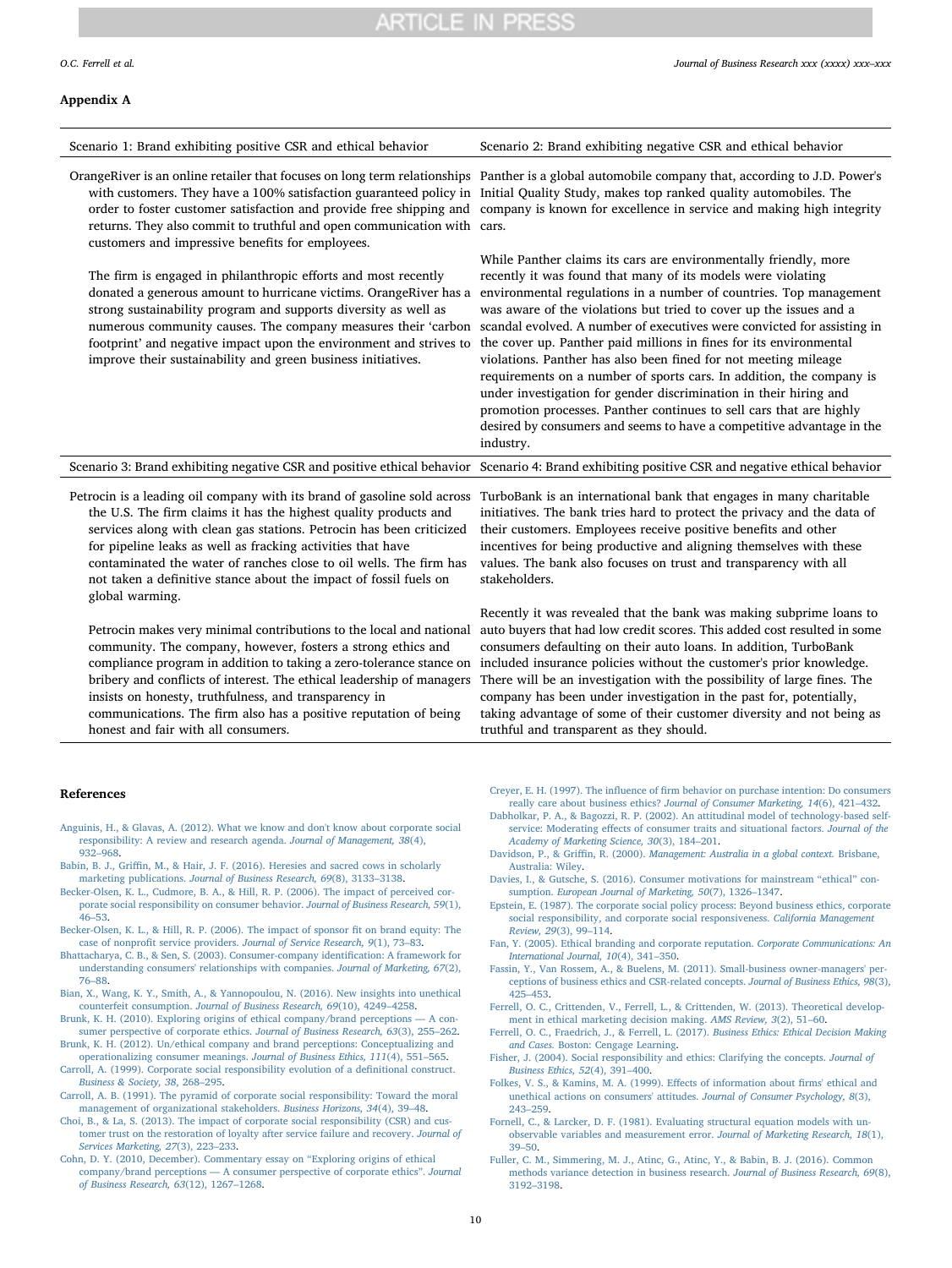## Appendix A

| Scenario 1: Brand exhibiting positive CSR and ethical behavior | Scenario 2: Brand exhibiting negative CSR and ethical behavior |
|---|---|
| OrangeRiver is an online retailer that focuses on long term relationships with customers. They have a 100% satisfaction guaranteed policy in order to foster customer satisfaction and provide free shipping and returns. They also commit to truthful and open communication with customers and impressive benefits for employees.<br><br>The firm is engaged in philanthropic efforts and most recently donated a generous amount to hurricane victims. OrangeRiver has a strong sustainability program and supports diversity as well as numerous community causes. The company measures their 'carbon footprint' and negative impact upon the environment and strives to improve their sustainability and green business initiatives. | Panther is a global automobile company that, according to J.D. Power's Initial Quality Study, makes top ranked quality automobiles. The company is known for excellence in service and making high integrity cars.<br><br>While Panther claims its cars are environmentally friendly, more recently it was found that many of its models were violating environmental regulations in a number of countries. Top management was aware of the violations but tried to cover up the issues and a scandal evolved. A number of executives were convicted for assisting in the cover up. Panther paid millions in fines for its environmental violations. Panther has also been fined for not meeting mileage requirements on a number of sports cars. In addition, the company is under investigation for gender discrimination in their hiring and promotion processes. Panther continues to sell cars that are highly desired by consumers and seems to have a competitive advantage in the industry. |
| **Scenario 3: Brand exhibiting negative CSR and positive ethical behavior** | **Scenario 4: Brand exhibiting positive CSR and negative ethical behavior** |
| Petrocin is a leading oil company with its brand of gasoline sold across the U.S. The firm claims it has the highest quality products and services along with clean gas stations. Petrocin has been criticized for pipeline leaks as well as fracking activities that have contaminated the water of ranches close to oil wells. The firm has not taken a definitive stance about the impact of fossil fuels on global warming.<br><br>Petrocin makes very minimal contributions to the local and national community. The company, however, fosters a strong ethics and compliance program in addition to taking a zero-tolerance stance on bribery and conflicts of interest. The ethical leadership of managers insists on honesty, truthfulness, and transparency in communications. The firm also has a positive reputation of being honest and fair with all consumers. | TurboBank is an international bank that engages in many charitable initiatives. The bank tries hard to protect the privacy and the data of their customers. Employees receive positive benefits and other incentives for being productive and aligning themselves with these values. The bank also focuses on trust and transparency with all stakeholders.<br><br>Recently it was revealed that the bank was making subprime loans to auto buyers that had low credit scores. This added cost resulted in some consumers defaulting on their auto loans. In addition, TurboBank included insurance policies without the customer's prior knowledge. There will be an investigation with the possibility of large fines. The company has been under investigation in the past for, potentially, taking advantage of some of their customer diversity and not being as truthful and transparent as they should. |

## References

Anguinis, H., & Glavas, A. (2012). What we know and don't know about corporate social responsibility: A review and research agenda. *Journal of Management, 38*(4), 932–968.

Babin, B. J., Griffin, M., & Hair, J. F. (2016). Heresies and sacred cows in scholarly marketing publications. *Journal of Business Research, 69*(8), 3133–3138.

Becker-Olsen, K. L., Cudmore, B. A., & Hill, R. P. (2006). The impact of perceived corporate social responsibility on consumer behavior. *Journal of Business Research, 59*(1), 46–53.

Becker-Olsen, K. L., & Hill, R. P. (2006). The impact of sponsor fit on brand equity: The case of nonprofit service providers. *Journal of Service Research, 9*(1), 73–83.

Bhattacharya, C. B., & Sen, S. (2003). Consumer-company identification: A framework for understanding consumers' relationships with companies. *Journal of Marketing, 67*(2), 76–88.

Bian, X., Wang, K. Y., Smith, A., & Yannopoulou, N. (2016). New insights into unethical counterfeit consumption. *Journal of Business Research, 69*(10), 4249–4258.

Brunk, K. H. (2010). Exploring origins of ethical company/brand perceptions — A consumer perspective of corporate ethics. *Journal of Business Research, 63*(3), 255–262.

Brunk, K. H. (2012). Un/ethical company and brand perceptions: Conceptualizing and operationalizing consumer meanings. *Journal of Business Ethics, 111*(4), 551–565.

Carroll, A. (1999). Corporate social responsibility evolution of a definitional construct. *Business & Society, 38*, 268–295.

Carroll, A. B. (1991). The pyramid of corporate social responsibility: Toward the moral management of organizational stakeholders. *Business Horizons, 34*(4), 39–48.

Choi, B., & La, S. (2013). The impact of corporate social responsibility (CSR) and customer trust on the restoration of loyalty after service failure and recovery. *Journal of Services Marketing, 27*(3), 223–233.

Cohn, D. Y. (2010, December). Commentary essay on "Exploring origins of ethical company/brand perceptions — A consumer perspective of corporate ethics". *Journal of Business Research, 63*(12), 1267–1268.

Creyer, E. H. (1997). The influence of firm behavior on purchase intention: Do consumers really care about business ethics? *Journal of Consumer Marketing, 14*(6), 421–432.

Dabholkar, P. A., & Bagozzi, R. P. (2002). An attitudinal model of technology-based self-service: Moderating effects of consumer traits and situational factors. *Journal of the Academy of Marketing Science, 30*(3), 184–201.

Davidson, P., & Griffin, R. (2000). *Management: Australia in a global context.* Brisbane, Australia: Wiley.

Davies, I., & Gutsche, S. (2016). Consumer motivations for mainstream "ethical" consumption. *European Journal of Marketing, 50*(7), 1326–1347.

Epstein, E. (1987). The corporate social policy process: Beyond business ethics, corporate social responsibility, and corporate social responsiveness. *California Management Review, 29*(3), 99–114.

Fan, Y. (2005). Ethical branding and corporate reputation. *Corporate Communications: An International Journal, 10*(4), 341–350.

Fassin, Y., Van Rossem, A., & Buelens, M. (2011). Small-business owner-managers' perceptions of business ethics and CSR-related concepts. *Journal of Business Ethics, 98*(3), 425–453.

Ferrell, O. C., Crittenden, V., Ferrell, L., & Crittenden, W. (2013). Theoretical development in ethical marketing decision making. *AMS Review, 3*(2), 51–60.

Ferrell, O. C., Fraedrich, J., & Ferrell, L. (2017). *Business Ethics: Ethical Decision Making and Cases.* Boston: Cengage Learning.

Fisher, J. (2004). Social responsibility and ethics: Clarifying the concepts. *Journal of Business Ethics, 52*(4), 391–400.

Folkes, V. S., & Kamins, M. A. (1999). Effects of information about firms' ethical and unethical actions on consumers' attitudes. *Journal of Consumer Psychology, 8*(3), 243–259.

Fornell, C., & Larcker, D. F. (1981). Evaluating structural equation models with unobservable variables and measurement error. *Journal of Marketing Research, 18*(1), 39–50.

Fuller, C. M., Simmering, M. J., Atinc, G., Atinc, Y., & Babin, B. J. (2016). Common methods variance detection in business research. *Journal of Business Research, 69*(8), 3192–3198.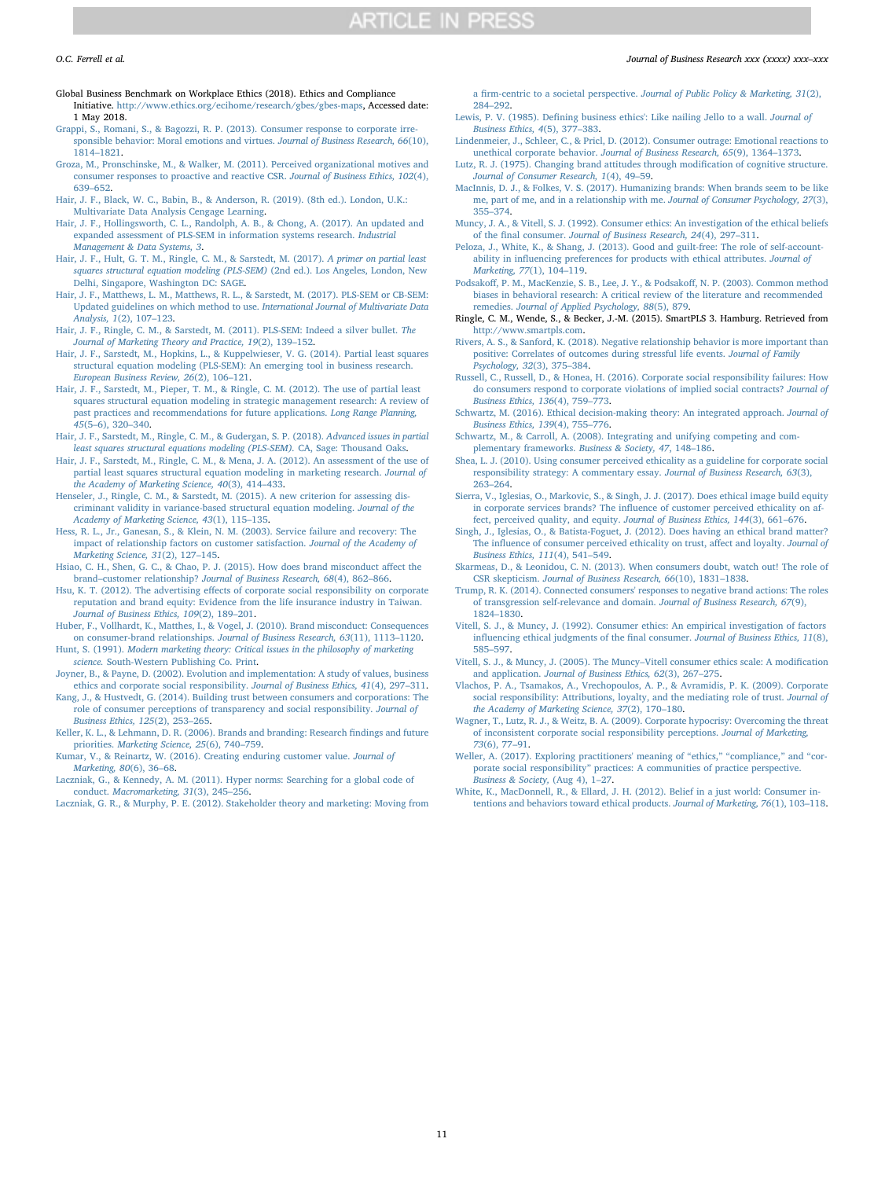Global Business Benchmark on Workplace Ethics (2018). Ethics and Compliance Initiative. http://www.ethics.org/ecihome/research/gbes/gbes-maps, Accessed date: 1 May 2018.

Grappi, S., Romani, S., & Bagozzi, R. P. (2013). Consumer response to corporate irresponsible behavior: Moral emotions and virtues. *Journal of Business Research, 66*(10), 1814–1821.

Groza, M., Pronschinske, M., & Walker, M. (2011). Perceived organizational motives and consumer responses to proactive and reactive CSR. *Journal of Business Ethics, 102*(4), 639–652.

Hair, J. F., Black, W. C., Babin, B., & Anderson, R. (2019). (8th ed.). London, U.K.: Multivariate Data Analysis Cengage Learning.

Hair, J. F., Hollingsworth, C. L., Randolph, A. B., & Chong, A. (2017). An updated and expanded assessment of PLS-SEM in information systems research. *Industrial Management & Data Systems, 3*.

Hair, J. F., Hult, G. T. M., Ringle, C. M., & Sarstedt, M. (2017). *A primer on partial least squares structural equation modeling (PLS-SEM)* (2nd ed.). Los Angeles, London, New Delhi, Singapore, Washington DC: SAGE.

Hair, J. F., Matthews, L. M., Matthews, R. L., & Sarstedt, M. (2017). PLS-SEM or CB-SEM: Updated guidelines on which method to use. *International Journal of Multivariate Data Analysis, 1*(2), 107–123.

Hair, J. F., Ringle, C. M., & Sarstedt, M. (2011). PLS-SEM: Indeed a silver bullet. *The Journal of Marketing Theory and Practice, 19*(2), 139–152.

Hair, J. F., Sarstedt, M., Hopkins, L., & Kuppelwieser, V. G. (2014). Partial least squares structural equation modeling (PLS-SEM): An emerging tool in business research. *European Business Review, 26*(2), 106–121.

Hair, J. F., Sarstedt, M., Pieper, T. M., & Ringle, C. M. (2012). The use of partial least squares structural equation modeling in strategic management research: A review of past practices and recommendations for future applications. *Long Range Planning, 45*(5–6), 320–340.

Hair, J. F., Sarstedt, M., Ringle, C. M., & Gudergan, S. P. (2018). *Advanced issues in partial least squares structural equations modeling (PLS-SEM)*. CA, Sage: Thousand Oaks.

Hair, J. F., Sarstedt, M., Ringle, C. M., & Mena, J. A. (2012). An assessment of the use of partial least squares structural equation modeling in marketing research. *Journal of the Academy of Marketing Science, 40*(3), 414–433.

Henseler, J., Ringle, C. M., & Sarstedt, M. (2015). A new criterion for assessing discriminant validity in variance-based structural equation modeling. *Journal of the Academy of Marketing Science, 43*(1), 115–135.

Hess, R. L., Jr., Ganesan, S., & Klein, N. M. (2003). Service failure and recovery: The impact of relationship factors on customer satisfaction. *Journal of the Academy of Marketing Science, 31*(2), 127–145.

Hsiao, C. H., Shen, G. C., & Chao, P. J. (2015). How does brand misconduct affect the brand–customer relationship? *Journal of Business Research, 68*(4), 862–866.

Hsu, K. T. (2012). The advertising effects of corporate social responsibility on corporate reputation and brand equity: Evidence from the life insurance industry in Taiwan. *Journal of Business Ethics, 109*(2), 189–201.

Huber, F., Vollhardt, K., Matthes, I., & Vogel, J. (2010). Brand misconduct: Consequences on consumer-brand relationships. *Journal of Business Research, 63*(11), 1113–1120.

Hunt, S. (1991). *Modern marketing theory: Critical issues in the philosophy of marketing science.* South-Western Publishing Co. Print.

Joyner, B., & Payne, D. (2002). Evolution and implementation: A study of values, business ethics and corporate social responsibility. *Journal of Business Ethics, 41*(4), 297–311.

Kang, J., & Hustvedt, G. (2014). Building trust between consumers and corporations: The role of consumer perceptions of transparency and social responsibility. *Journal of Business Ethics, 125*(2), 253–265.

Keller, K. L., & Lehmann, D. R. (2006). Brands and branding: Research findings and future priorities. *Marketing Science, 25*(6), 740–759.

Kumar, V., & Reinartz, W. (2016). Creating enduring customer value. *Journal of Marketing, 80*(6), 36–68.

Laczniak, G., & Kennedy, A. M. (2011). Hyper norms: Searching for a global code of conduct. *Macromarketing, 31*(3), 245–256.

Laczniak, G. R., & Murphy, P. E. (2012). Stakeholder theory and marketing: Moving from a firm-centric to a societal perspective. *Journal of Public Policy & Marketing, 31*(2), 284–292.

Lewis, P. V. (1985). Defining business ethics': Like nailing Jello to a wall. *Journal of Business Ethics, 4*(5), 377–383.

Lindenmeier, J., Schleer, C., & Pricl, D. (2012). Consumer outrage: Emotional reactions to unethical corporate behavior. *Journal of Business Research, 65*(9), 1364–1373.

Lutz, R. J. (1975). Changing brand attitudes through modification of cognitive structure. *Journal of Consumer Research, 1*(4), 49–59.

MacInnis, D. J., & Folkes, V. S. (2017). Humanizing brands: When brands seem to be like me, part of me, and in a relationship with me. *Journal of Consumer Psychology, 27*(3), 355–374.

Muncy, J. A., & Vitell, S. J. (1992). Consumer ethics: An investigation of the ethical beliefs of the final consumer. *Journal of Business Research, 24*(4), 297–311.

Peloza, J., White, K., & Shang, J. (2013). Good and guilt-free: The role of self-accountability in influencing preferences for products with ethical attributes. *Journal of Marketing, 77*(1), 104–119.

Podsakoff, P. M., MacKenzie, S. B., Lee, J. Y., & Podsakoff, N. P. (2003). Common method biases in behavioral research: A critical review of the literature and recommended remedies. *Journal of Applied Psychology, 88*(5), 879.

Ringle, C. M., Wende, S., & Becker, J.-M. (2015). SmartPLS 3. Hamburg. Retrieved from http://www.smartpls.com.

Rivers, A. S., & Sanford, K. (2018). Negative relationship behavior is more important than positive: Correlates of outcomes during stressful life events. *Journal of Family Psychology, 32*(3), 375–384.

Russell, C., Russell, D., & Honea, H. (2016). Corporate social responsibility failures: How do consumers respond to corporate violations of implied social contracts? *Journal of Business Ethics, 136*(4), 759–773.

Schwartz, M. (2016). Ethical decision-making theory: An integrated approach. *Journal of Business Ethics, 139*(4), 755–776.

Schwartz, M., & Carroll, A. (2008). Integrating and unifying competing and complementary frameworks. *Business & Society, 47*, 148–186.

Shea, L. J. (2010). Using consumer perceived ethicality as a guideline for corporate social responsibility strategy: A commentary essay. *Journal of Business Research, 63*(3), 263–264.

Sierra, V., Iglesias, O., Markovic, S., & Singh, J. J. (2017). Does ethical image build equity in corporate services brands? The influence of customer perceived ethicality on affect, perceived quality, and equity. *Journal of Business Ethics, 144*(3), 661–676.

Singh, J., Iglesias, O., & Batista-Foguet, J. (2012). Does having an ethical brand matter? The influence of consumer perceived ethicality on trust, affect and loyalty. *Journal of Business Ethics, 111*(4), 541–549.

Skarmeas, D., & Leonidou, C. N. (2013). When consumers doubt, watch out! The role of CSR skepticism. *Journal of Business Research, 66*(10), 1831–1838.

Trump, R. K. (2014). Connected consumers' responses to negative brand actions: The roles of transgression self-relevance and domain. *Journal of Business Research, 67*(9), 1824–1830.

Vitell, S. J., & Muncy, J. (1992). Consumer ethics: An empirical investigation of factors influencing ethical judgments of the final consumer. *Journal of Business Ethics, 11*(8), 585–597.

Vitell, S. J., & Muncy, J. (2005). The Muncy–Vitell consumer ethics scale: A modification and application. *Journal of Business Ethics, 62*(3), 267–275.

Vlachos, P. A., Tsamakos, A., Vrechopoulos, A. P., & Avramidis, P. K. (2009). Corporate social responsibility: Attributions, loyalty, and the mediating role of trust. *Journal of the Academy of Marketing Science, 37*(2), 170–180.

Wagner, T., Lutz, R. J., & Weitz, B. A. (2009). Corporate hypocrisy: Overcoming the threat of inconsistent corporate social responsibility perceptions. *Journal of Marketing, 73*(6), 77–91.

Weller, A. (2017). Exploring practitioners' meaning of "ethics," "compliance," and "corporate social responsibility" practices: A communities of practice perspective. *Business & Society,* (Aug 4), 1–27.

White, K., MacDonnell, R., & Ellard, J. H. (2012). Belief in a just world: Consumer intentions and behaviors toward ethical products. *Journal of Marketing, 76*(1), 103–118.